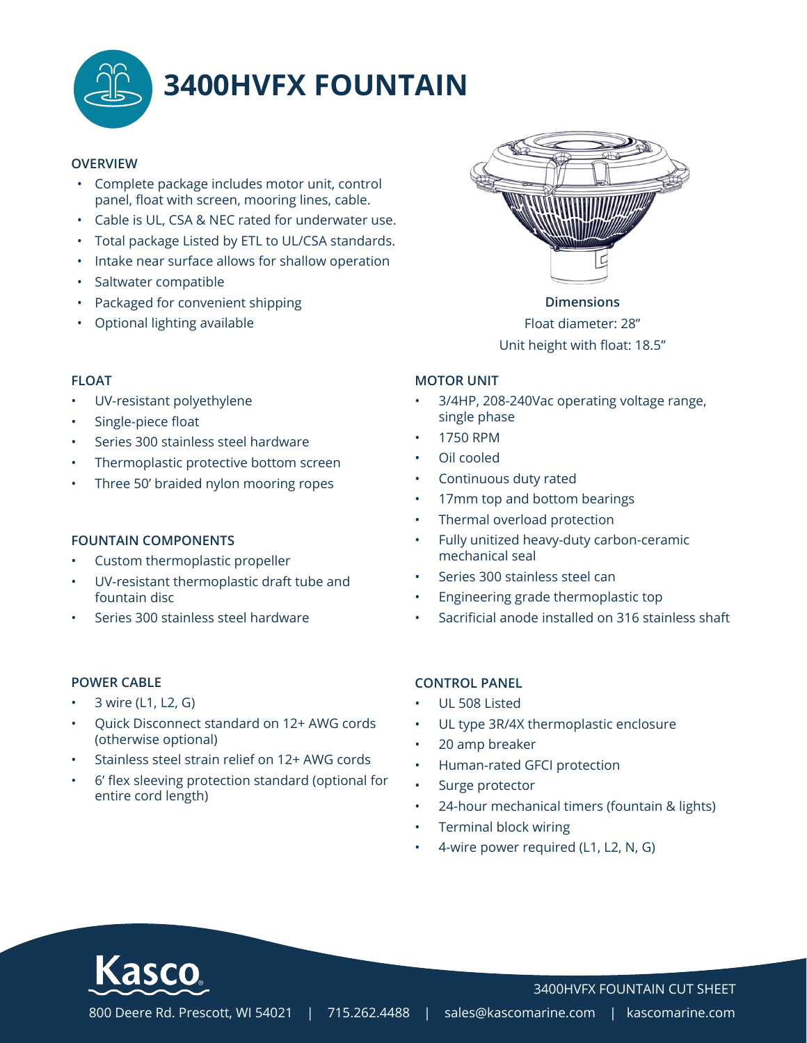# 3400HVFX FOUNTAIN

## OVERVIEW

- Complete package includes motor unit, control panel, float with screen, mooring lines, cable.
- Cable is UL, CSA & NEC rated for underwater use.
- Total package Listed by ETL to UL/CSA standards.
- Intake near surface allows for shallow operation
- Saltwater compatible
- Packaged for convenient shipping
- Optional lighting available

**Dimensions**

Float diameter: 28"

Unit height with float: 18.5"

## FLOAT

- UV-resistant polyethylene
- Single-piece float
- Series 300 stainless steel hardware
- Thermoplastic protective bottom screen
- Three 50' braided nylon mooring ropes

## FOUNTAIN COMPONENTS

- Custom thermoplastic propeller
- UV-resistant thermoplastic draft tube and fountain disc
- Series 300 stainless steel hardware

## MOTOR UNIT

- 3/4HP, 208-240Vac operating voltage range, single phase
- 1750 RPM
- Oil cooled
- Continuous duty rated
- 17mm top and bottom bearings
- Thermal overload protection
- Fully unitized heavy-duty carbon-ceramic mechanical seal
- Series 300 stainless steel can
- Engineering grade thermoplastic top
- Sacrificial anode installed on 316 stainless shaft

## POWER CABLE

- 3 wire (L1, L2, G)
- Quick Disconnect standard on 12+ AWG cords (otherwise optional)
- Stainless steel strain relief on 12+ AWG cords
- 6' flex sleeving protection standard (optional for entire cord length)

## CONTROL PANEL

- UL 508 Listed
- UL type 3R/4X thermoplastic enclosure
- 20 amp breaker
- Human-rated GFCI protection
- Surge protector
- 24-hour mechanical timers (fountain & lights)
- Terminal block wiring
- 4-wire power required (L1, L2, N, G)

Kasco

3400HVFX FOUNTAIN CUT SHEET

800 Deere Rd. Prescott, WI 54021 | 715.262.4488 | sales@kascomarine.com | kascomarine.com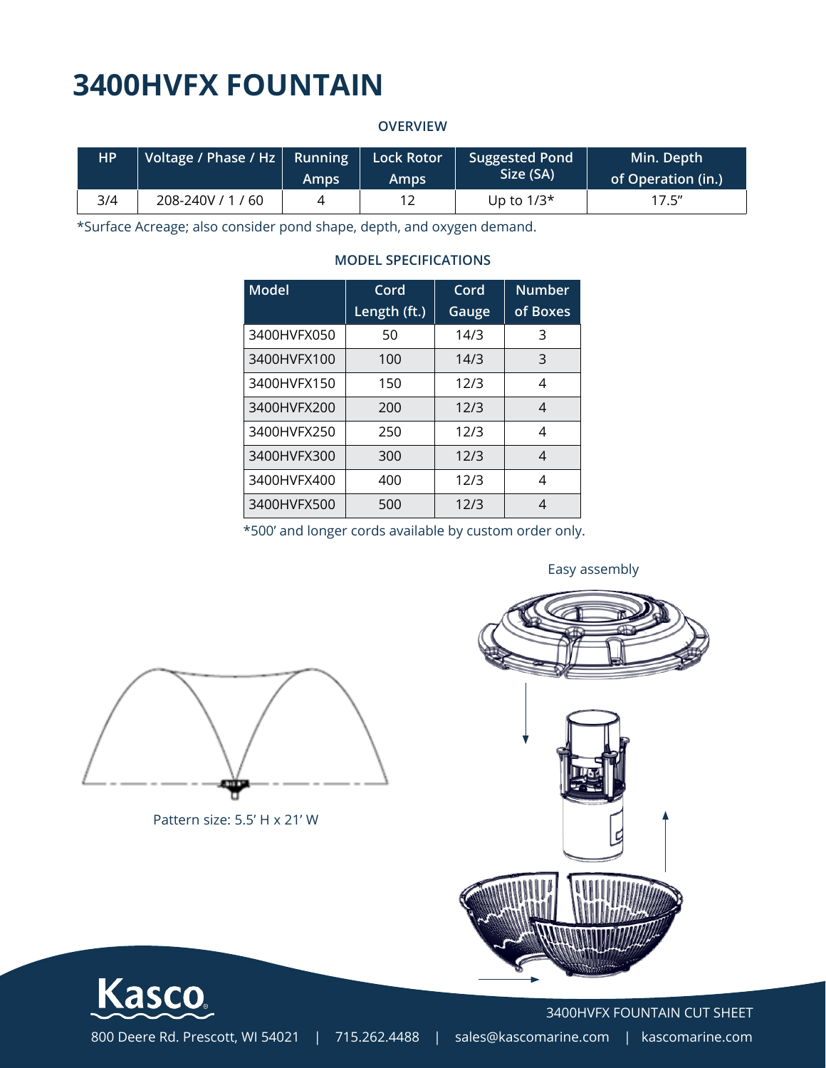# 3400HVFX FOUNTAIN

### OVERVIEW

| HP | Voltage / Phase / Hz | Running Amps | Lock Rotor Amps | Suggested Pond Size (SA) | Min. Depth of Operation (in.) |
|---|---|---|---|---|---|
| 3/4 | 208-240V / 1 / 60 | 4 | 12 | Up to 1/3* | 17.5" |

*Surface Acreage; also consider pond shape, depth, and oxygen demand.

### MODEL SPECIFICATIONS

| Model | Cord Length (ft.) | Cord Gauge | Number of Boxes |
|---|---|---|---|
| 3400HVFX050 | 50 | 14/3 | 3 |
| 3400HVFX100 | 100 | 14/3 | 3 |
| 3400HVFX150 | 150 | 12/3 | 4 |
| 3400HVFX200 | 200 | 12/3 | 4 |
| 3400HVFX250 | 250 | 12/3 | 4 |
| 3400HVFX300 | 300 | 12/3 | 4 |
| 3400HVFX400 | 400 | 12/3 | 4 |
| 3400HVFX500 | 500 | 12/3 | 4 |

*500' and longer cords available by custom order only.

Easy assembly

Pattern size: 5.5' H x 21' W

Kasco

3400HVFX FOUNTAIN CUT SHEET

800 Deere Rd. Prescott, WI 54021 | 715.262.4488 | sales@kascomarine.com | kascomarine.com